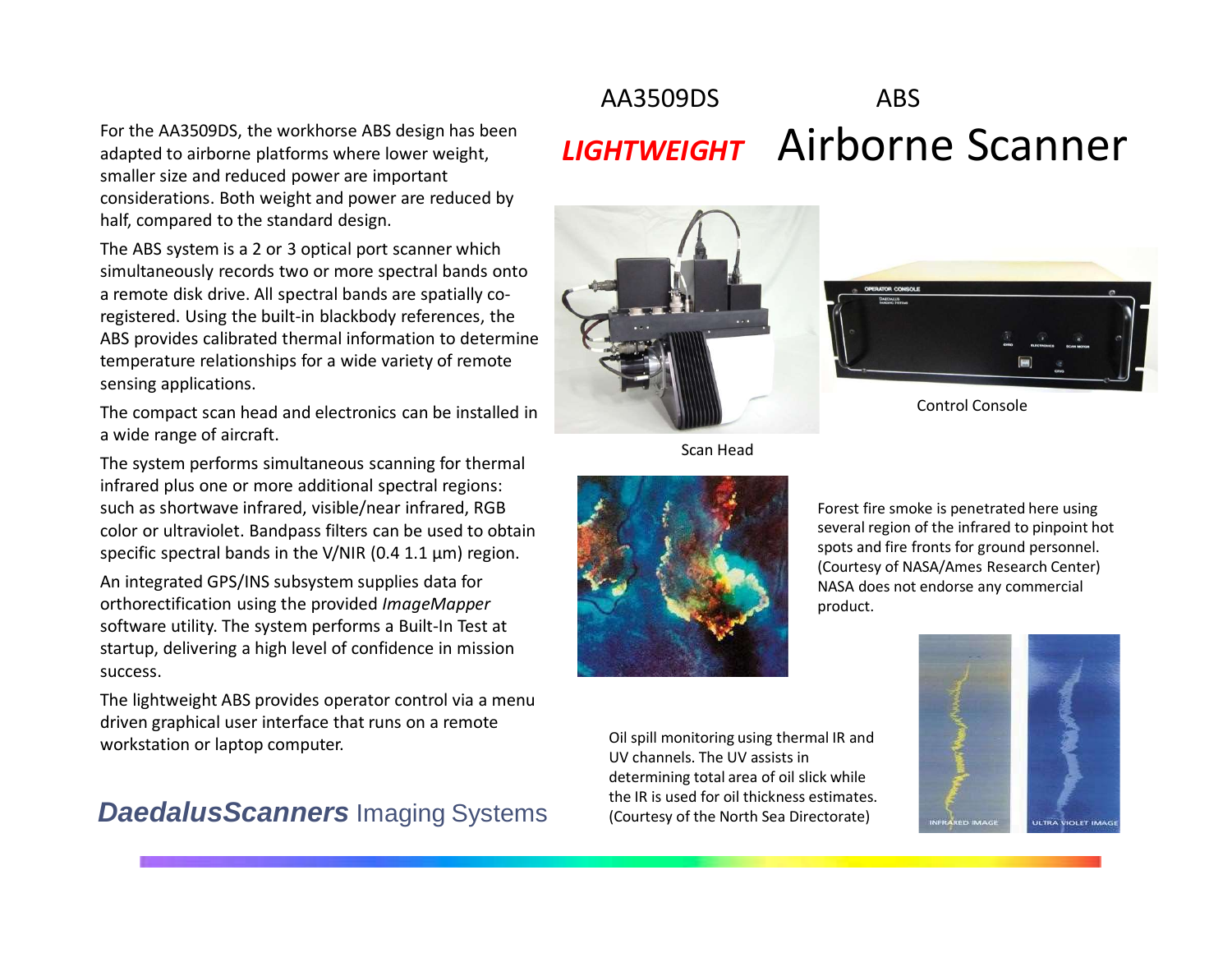# AA3509DS ABS

# *LIGHTWEIGHT* Airborne Scanner

For the AA3509DS, the workhorse ABS design has been adapted to airborne platforms where lower weight, smaller size and reduced power are important considerations. Both weight and power are reduced by half, compared to the standard design.

The ABS system is a 2 or 3 optical port scanner which simultaneously records two or more spectral bands onto a remote disk drive. All spectral bands are spatially co-registered. Using the built-in blackbody references, the ABS provides calibrated thermal information to determine temperature relationships for a wide variety of remote sensing applications.

The compact scan head and electronics can be installed in a wide range of aircraft.

The system performs simultaneous scanning for thermal infrared plus one or more additional spectral regions: such as shortwave infrared, visible/near infrared, RGB color or ultraviolet. Bandpass filters can be used to obtain specific spectral bands in the V/NIR (0.4 1.1 µm) region.

An integrated GPS/INS subsystem supplies data for orthorectification using the provided *ImageMapper* software utility. The system performs a Built-In Test at startup, delivering a high level of confidence in mission success.

The lightweight ABS provides operator control via a menu driven graphical user interface that runs on a remote workstation or laptop computer.

Scan Head

Control Console

Forest fire smoke is penetrated here using several region of the infrared to pinpoint hot spots and fire fronts for ground personnel. (Courtesy of NASA/Ames Research Center) NASA does not endorse any commercial product.

Oil spill monitoring using thermal IR and UV channels. The UV assists in determining total area of oil slick while the IR is used for oil thickness estimates. (Courtesy of the North Sea Directorate)

INFRARED IMAGE

ULTRA VIOLET IMAGE

***DaedalusScanners*** Imaging Systems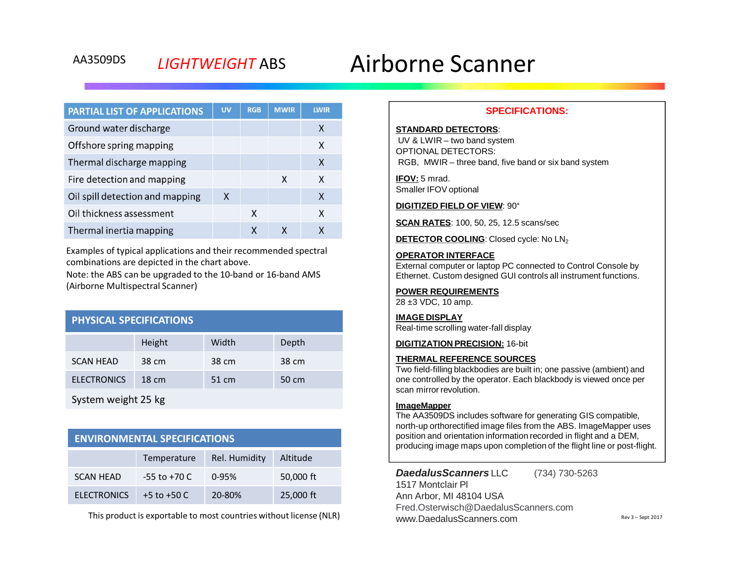AA3509DS

# *LIGHTWEIGHT* ABS Airborne Scanner

| PARTIAL LIST OF APPLICATIONS | UV | RGB | MWIR | LWIR |
|---|---|---|---|---|
| Ground water discharge | | | | X |
| Offshore spring mapping | | | | X |
| Thermal discharge mapping | | | | X |
| Fire detection and mapping | | | X | X |
| Oil spill detection and mapping | X | | | X |
| Oil thickness assessment | | X | | X |
| Thermal inertia mapping | | X | X | X |

Examples of typical applications and their recommended spectral combinations are depicted in the chart above.
Note: the ABS can be upgraded to the 10-band or 16-band AMS (Airborne Multispectral Scanner)

## PHYSICAL SPECIFICATIONS

| | Height | Width | Depth |
|---|---|---|---|
| SCAN HEAD | 38 cm | 38 cm | 38 cm |
| ELECTRONICS | 18 cm | 51 cm | 50 cm |
| System weight 25 kg | | | |

## ENVIRONMENTAL SPECIFICATIONS

| | Temperature | Rel. Humidity | Altitude |
|---|---|---|---|
| SCAN HEAD | -55 to +70 C | 0-95% | 50,000 ft |
| ELECTRONICS | +5 to +50 C | 20-80% | 25,000 ft |

This product is exportable to most countries without license (NLR)

## SPECIFICATIONS:

**STANDARD DETECTORS**:
UV & LWIR – two band system
OPTIONAL DETECTORS:
RGB, MWIR – three band, five band or six band system

**IFOV:** 5 mrad.
Smaller IFOV optional

**DIGITIZED FIELD OF VIEW**: 90°

**SCAN RATES**: 100, 50, 25, 12.5 scans/sec

**DETECTOR COOLING**: Closed cycle: No $LN_2$

**OPERATOR INTERFACE**
External computer or laptop PC connected to Control Console by Ethernet. Custom designed GUI controls all instrument functions.

**POWER REQUIREMENTS**
28 ±3 VDC, 10 amp.

**IMAGE DISPLAY**
Real-time scrolling water-fall display

**DIGITIZATION PRECISION:** 16-bit

**THERMAL REFERENCE SOURCES**
Two field-filling blackbodies are built in; one passive (ambient) and one controlled by the operator. Each blackbody is viewed once per scan mirror revolution.

**ImageMapper**
The AA3509DS includes software for generating GIS compatible, north-up orthorectified image files from the ABS. ImageMapper uses position and orientation information recorded in flight and a DEM, producing image maps upon completion of the flight line or post-flight.

***DaedalusScanners*** LLC (734) 730-5263
1517 Montclair Pl
Ann Arbor, MI 48104 USA
Fred.Osterwisch@DaedalusScanners.com
www.DaedalusScanners.com

Rev 3 – Sept 2017